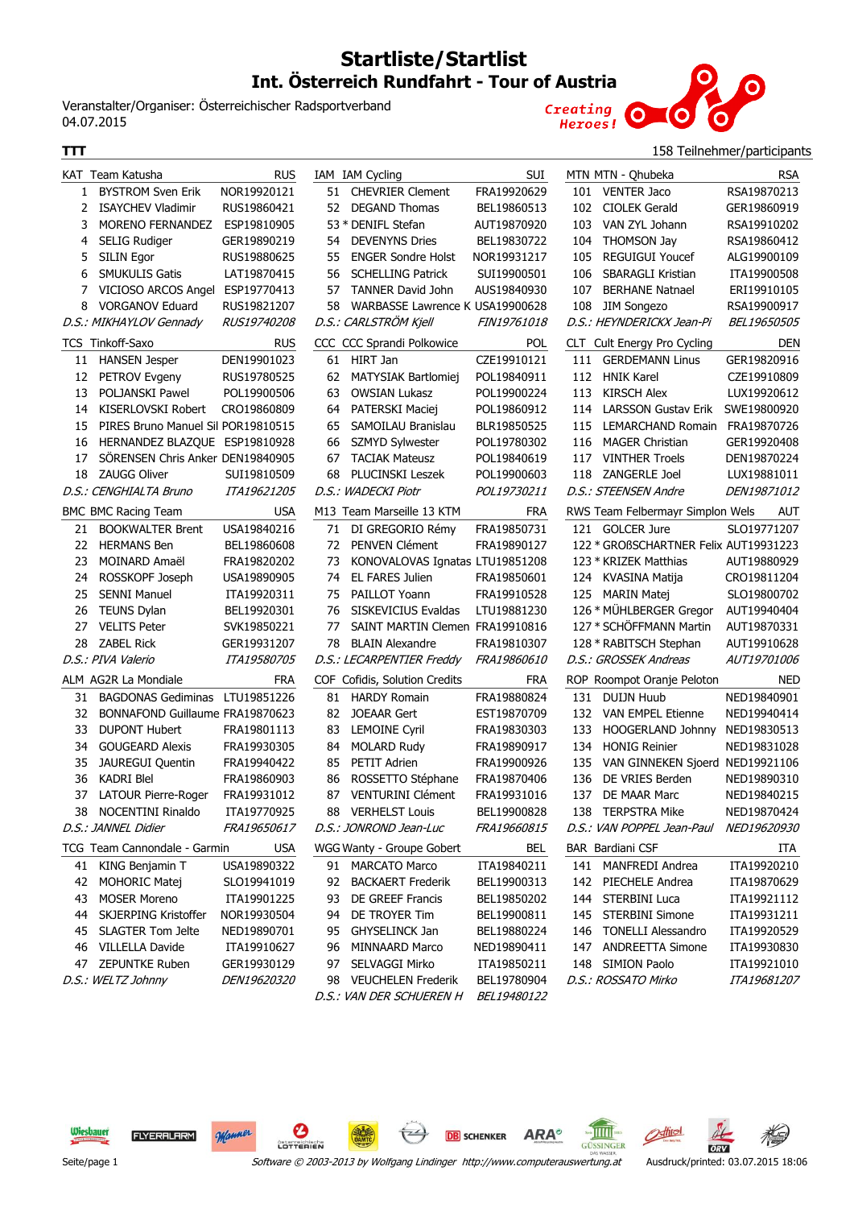# Startliste/Startlist

## Int. Österreich Rundfahrt - Tour of Austria

Veranstalter/Organiser: Österreichischer Radsportverband
04.07.2015

Creating Heroes!

**TTT** — 158 Teilnehmer/participants

**KAT Team Katusha — RUS**

| No. | Name | Code |
|---|---|---|
| 1 | BYSTROM Sven Erik | NOR19920121 |
| 2 | ISAYCHEV Vladimir | RUS19860421 |
| 3 | MORENO FERNANDEZ | ESP19810905 |
| 4 | SELIG Rudiger | GER19890219 |
| 5 | SILIN Egor | RUS19880625 |
| 6 | SMUKULIS Gatis | LAT19870415 |
| 7 | VICIOSO ARCOS Angel | ESP19770413 |
| 8 | VORGANOV Eduard | RUS19821207 |
| *D.S.: MIKHAYLOV Gennady* | | *RUS19740208* |

**TCS Tinkoff-Saxo — RUS**

| No. | Name | Code |
|---|---|---|
| 11 | HANSEN Jesper | DEN19901023 |
| 12 | PETROV Evgeny | RUS19780525 |
| 13 | POLJANSKI Pawel | POL19900506 |
| 14 | KISERLOVSKI Robert | CRO19860809 |
| 15 | PIRES Bruno Manuel Sil | POR19810515 |
| 16 | HERNANDEZ BLAZQUE | ESP19810928 |
| 17 | SÖRENSEN Chris Anker | DEN19840905 |
| 18 | ZAUGG Oliver | SUI19810509 |
| *D.S.: CENGHIALTA Bruno* | | *ITA19621205* |

**BMC BMC Racing Team — USA**

| No. | Name | Code |
|---|---|---|
| 21 | BOOKWALTER Brent | USA19840216 |
| 22 | HERMANS Ben | BEL19860608 |
| 23 | MOINARD Amaël | FRA19820202 |
| 24 | ROSSKOPF Joseph | USA19890905 |
| 25 | SENNI Manuel | ITA19920311 |
| 26 | TEUNS Dylan | BEL19920301 |
| 27 | VELITS Peter | SVK19850221 |
| 28 | ZABEL Rick | GER19931207 |
| *D.S.: PIVA Valerio* | | *ITA19580705* |

**ALM AG2R La Mondiale — FRA**

| No. | Name | Code |
|---|---|---|
| 31 | BAGDONAS Gediminas | LTU19851226 |
| 32 | BONNAFOND Guillaume | FRA19870623 |
| 33 | DUPONT Hubert | FRA19801113 |
| 34 | GOUGEARD Alexis | FRA19930305 |
| 35 | JAUREGUI Quentin | FRA19940422 |
| 36 | KADRI Blel | FRA19860903 |
| 37 | LATOUR Pierre-Roger | FRA19931012 |
| 38 | NOCENTINI Rinaldo | ITA19770925 |
| *D.S.: JANNEL Didier* | | *FRA19650617* |

**TCG Team Cannondale - Garmin — USA**

| No. | Name | Code |
|---|---|---|
| 41 | KING Benjamin T | USA19890322 |
| 42 | MOHORIC Matej | SLO19941019 |
| 43 | MOSER Moreno | ITA19901225 |
| 44 | SKJERPING Kristoffer | NOR19930504 |
| 45 | SLAGTER Tom Jelte | NED19890701 |
| 46 | VILLELLA Davide | ITA19910627 |
| 47 | ZEPUNTKE Ruben | GER19930129 |
| *D.S.: WELTZ Johnny* | | *DEN19620320* |

**IAM IAM Cycling — SUI**

| No. | Name | Code |
|---|---|---|
| 51 | CHEVRIER Clement | FRA19920629 |
| 52 | DEGAND Thomas | BEL19860513 |
| 53 * | DENIFL Stefan | AUT19870920 |
| 54 | DEVENYNS Dries | BEL19830722 |
| 55 | ENGER Sondre Holst | NOR19931217 |
| 56 | SCHELLING Patrick | SUI19900501 |
| 57 | TANNER David John | AUS19840930 |
| 58 | WARBASSE Lawrence K | USA19900628 |
| *D.S.: CARLSTRÖM Kjell* | | *FIN19761018* |

**CCC CCC Sprandi Polkowice — POL**

| No. | Name | Code |
|---|---|---|
| 61 | HIRT Jan | CZE19910121 |
| 62 | MATYSIAK Bartlomiej | POL19840911 |
| 63 | OWSIAN Lukasz | POL19900224 |
| 64 | PATERSKI Maciej | POL19860912 |
| 65 | SAMOILAU Branislau | BLR19850525 |
| 66 | SZMYD Sylwester | POL19780302 |
| 67 | TACIAK Mateusz | POL19840619 |
| 68 | PLUCINSKI Leszek | POL19900603 |
| *D.S.: WADECKI Piotr* | | *POL19730211* |

**M13 Team Marseille 13 KTM — FRA**

| No. | Name | Code |
|---|---|---|
| 71 | DI GREGORIO Rémy | FRA19850731 |
| 72 | PENVEN Clément | FRA19890127 |
| 73 | KONOVALOVAS Ignatas | LTU19851208 |
| 74 | EL FARES Julien | FRA19850601 |
| 75 | PAILLOT Yoann | FRA19910528 |
| 76 | SISKEVICIUS Evaldas | LTU19881230 |
| 77 | SAINT MARTIN Clemen | FRA19910816 |
| 78 | BLAIN Alexandre | FRA19810307 |
| *D.S.: LECARPENTIER Freddy* | | *FRA19860610* |

**COF Cofidis, Solution Credits — FRA**

| No. | Name | Code |
|---|---|---|
| 81 | HARDY Romain | FRA19880824 |
| 82 | JOEAAR Gert | EST19870709 |
| 83 | LEMOINE Cyril | FRA19830303 |
| 84 | MOLARD Rudy | FRA19890917 |
| 85 | PETIT Adrien | FRA19900926 |
| 86 | ROSSETTO Stéphane | FRA19870406 |
| 87 | VENTURINI Clément | FRA19931016 |
| 88 | VERHELST Louis | BEL19900828 |
| *D.S.: JONROND Jean-Luc* | | *FRA19660815* |

**WGG Wanty - Groupe Gobert — BEL**

| No. | Name | Code |
|---|---|---|
| 91 | MARCATO Marco | ITA19840211 |
| 92 | BACKAERT Frederik | BEL19900313 |
| 93 | DE GREEF Francis | BEL19850202 |
| 94 | DE TROYER Tim | BEL19900811 |
| 95 | GHYSELINCK Jan | BEL19880224 |
| 96 | MINNAARD Marco | NED19890411 |
| 97 | SELVAGGI Mirko | ITA19850211 |
| 98 | VEUCHELEN Frederik | BEL19780904 |
| *D.S.: VAN DER SCHUEREN H* | | *BEL19480122* |

**MTN MTN - Qhubeka — RSA**

| No. | Name | Code |
|---|---|---|
| 101 | VENTER Jaco | RSA19870213 |
| 102 | CIOLEK Gerald | GER19860919 |
| 103 | VAN ZYL Johann | RSA19910202 |
| 104 | THOMSON Jay | RSA19860412 |
| 105 | REGUIGUI Youcef | ALG19900109 |
| 106 | SBARAGLI Kristian | ITA19900508 |
| 107 | BERHANE Natnael | ERI19910105 |
| 108 | JIM Songezo | RSA19900917 |
| *D.S.: HEYNDERICKX Jean-Pi* | | *BEL19650505* |

**CLT Cult Energy Pro Cycling — DEN**

| No. | Name | Code |
|---|---|---|
| 111 | GERDEMANN Linus | GER19820916 |
| 112 | HNIK Karel | CZE19910809 |
| 113 | KIRSCH Alex | LUX19920612 |
| 114 | LARSSON Gustav Erik | SWE19800920 |
| 115 | LEMARCHAND Romain | FRA19870726 |
| 116 | MAGER Christian | GER19920408 |
| 117 | VINTHER Troels | DEN19870224 |
| 118 | ZANGERLE Joel | LUX19881011 |
| *D.S.: STEENSEN Andre* | | *DEN19871012* |

**RWS Team Felbermayr Simplon Wels — AUT**

| No. | Name | Code |
|---|---|---|
| 121 | GOLCER Jure | SLO19771207 |
| 122 * | GROßSCHARTNER Felix | AUT19931223 |
| 123 * | KRIZEK Matthias | AUT19880929 |
| 124 | KVASINA Matija | CRO19811204 |
| 125 | MARIN Matej | SLO19800702 |
| 126 * | MÜHLBERGER Gregor | AUT19940404 |
| 127 * | SCHÖFFMANN Martin | AUT19870331 |
| 128 * | RABITSCH Stephan | AUT19910628 |
| *D.S.: GROSSEK Andreas* | | *AUT19701006* |

**ROP Roompot Oranje Peloton — NED**

| No. | Name | Code |
|---|---|---|
| 131 | DUIJN Huub | NED19840901 |
| 132 | VAN EMPEL Etienne | NED19940414 |
| 133 | HOOGERLAND Johnny | NED19830513 |
| 134 | HONIG Reinier | NED19831028 |
| 135 | VAN GINNEKEN Sjoerd | NED19921106 |
| 136 | DE VRIES Berden | NED19890310 |
| 137 | DE MAAR Marc | NED19840215 |
| 138 | TERPSTRA Mike | NED19870424 |
| *D.S.: VAN POPPEL Jean-Paul* | | *NED19620930* |

**BAR Bardiani CSF — ITA**

| No. | Name | Code |
|---|---|---|
| 141 | MANFREDI Andrea | ITA19920210 |
| 142 | PIECHELE Andrea | ITA19870629 |
| 144 | STERBINI Luca | ITA19921112 |
| 145 | STERBINI Simone | ITA19931211 |
| 146 | TONELLI Alessandro | ITA19920529 |
| 147 | ANDREETTA Simone | ITA19930830 |
| 148 | SIMION Paolo | ITA19921010 |
| *D.S.: ROSSATO Mirko* | | *ITA19681207* |

Software © 2003-2013 by Wolfgang Lindinger http://www.computerauswertung.at — Ausdruck/printed: 03.07.2015 18:06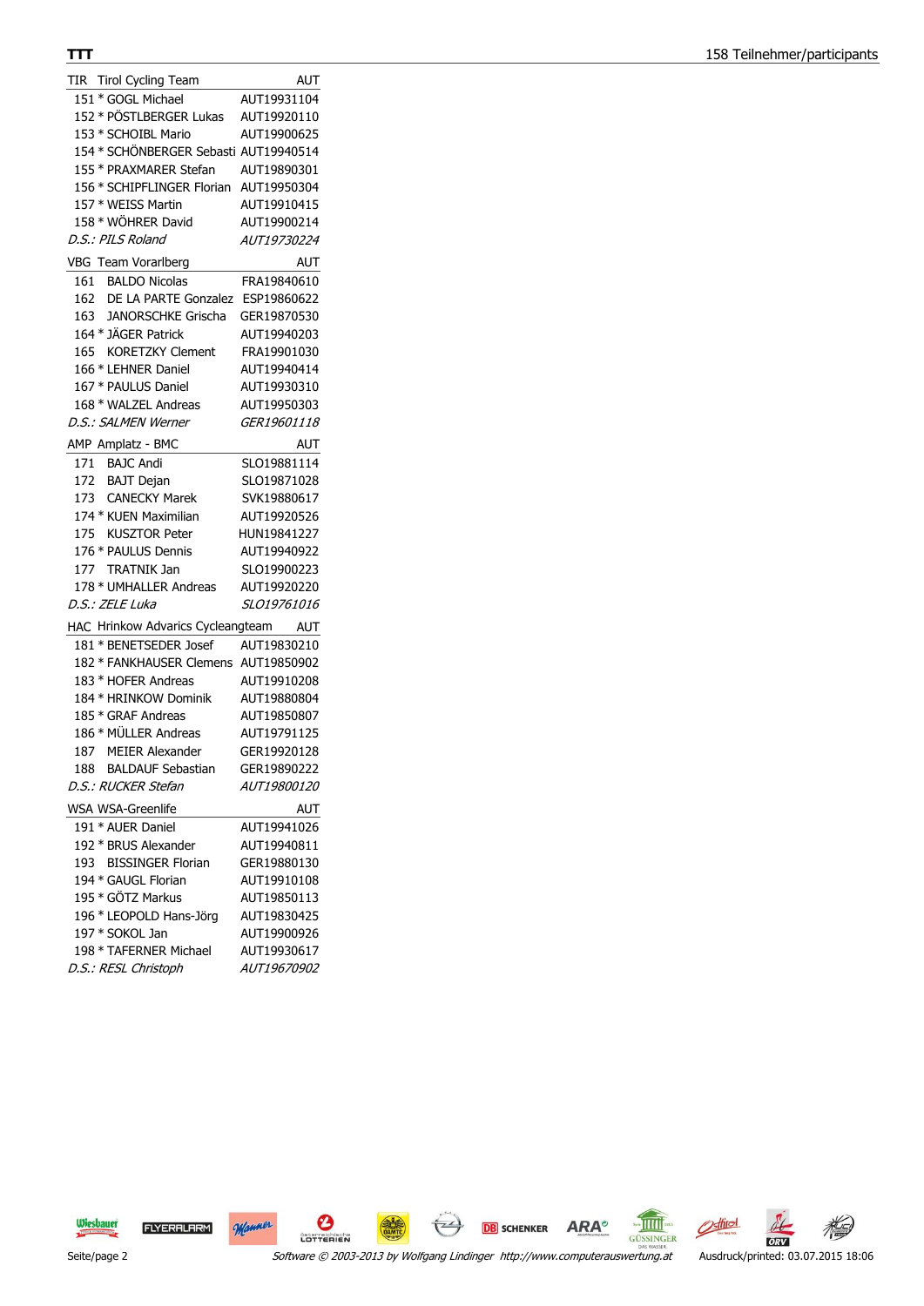| TIR Tirol Cycling Team | | AUT |
|---|---|---|
| 151 | * GOGL Michael | AUT19931104 |
| 152 | * PÖSTLBERGER Lukas | AUT19920110 |
| 153 | * SCHOIBL Mario | AUT19900625 |
| 154 | * SCHÖNBERGER Sebasti | AUT19940514 |
| 155 | * PRAXMARER Stefan | AUT19890301 |
| 156 | * SCHIPFLINGER Florian | AUT19950304 |
| 157 | * WEISS Martin | AUT19910415 |
| 158 | * WÖHRER David | AUT19900214 |
| *D.S.: PILS Roland* | | *AUT19730224* |

| VBG Team Vorarlberg | | AUT |
|---|---|---|
| 161 | BALDO Nicolas | FRA19840610 |
| 162 | DE LA PARTE Gonzalez | ESP19860622 |
| 163 | JANORSCHKE Grischa | GER19870530 |
| 164 | * JÄGER Patrick | AUT19940203 |
| 165 | KORETZKY Clement | FRA19901030 |
| 166 | * LEHNER Daniel | AUT19940414 |
| 167 | * PAULUS Daniel | AUT19930310 |
| 168 | * WALZEL Andreas | AUT19950303 |
| *D.S.: SALMEN Werner* | | *GER19601118* |

| AMP Amplatz - BMC | | AUT |
|---|---|---|
| 171 | BAJC Andi | SLO19881114 |
| 172 | BAJT Dejan | SLO19871028 |
| 173 | CANECKY Marek | SVK19880617 |
| 174 | * KUEN Maximilian | AUT19920526 |
| 175 | KUSZTOR Peter | HUN19841227 |
| 176 | * PAULUS Dennis | AUT19940922 |
| 177 | TRATNIK Jan | SLO19900223 |
| 178 | * UMHALLER Andreas | AUT19920220 |
| *D.S.: ZELE Luka* | | *SLO19761016* |

| HAC Hrinkow Advarics Cycleangteam | | AUT |
|---|---|---|
| 181 | * BENETSEDER Josef | AUT19830210 |
| 182 | * FANKHAUSER Clemens | AUT19850902 |
| 183 | * HOFER Andreas | AUT19910208 |
| 184 | * HRINKOW Dominik | AUT19880804 |
| 185 | * GRAF Andreas | AUT19850807 |
| 186 | * MÜLLER Andreas | AUT19791125 |
| 187 | MEIER Alexander | GER19920128 |
| 188 | BALDAUF Sebastian | GER19890222 |
| *D.S.: RUCKER Stefan* | | *AUT19800120* |

| WSA WSA-Greenlife | | AUT |
|---|---|---|
| 191 | * AUER Daniel | AUT19941026 |
| 192 | * BRUS Alexander | AUT19940811 |
| 193 | BISSINGER Florian | GER19880130 |
| 194 | * GAUGL Florian | AUT19910108 |
| 195 | * GÖTZ Markus | AUT19850113 |
| 196 | * LEOPOLD Hans-Jörg | AUT19830425 |
| 197 | * SOKOL Jan | AUT19900926 |
| 198 | * TAFERNER Michael | AUT19930617 |
| *D.S.: RESL Christoph* | | *AUT19670902* |